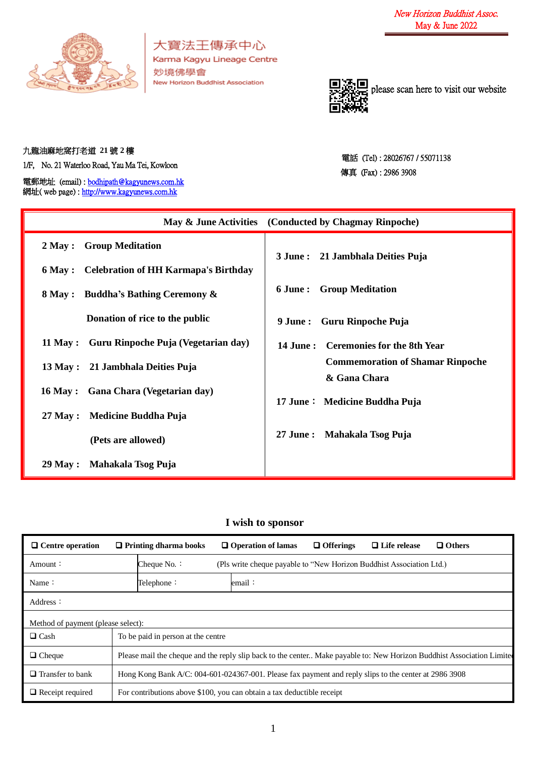*New Horizon Buddhist Assoc.*
May & June 2022

大寶法王傳承中心
Karma Kagyu Lineage Centre
妙境佛學會
New Horizon Buddhist Association

please scan here to visit our website

九龍油麻地窩打老道 21 號 2 樓
1/F, No. 21 Waterloo Road, Yau Ma Tei, Kowloon
電郵地址 (email) : bodhipath@kagyunews.com.hk
網址( web page) : http://www.kagyunews.com.hk

電話 (Tel) : 28026767 / 55071138
傳真 (Fax) : 2986 3908

| May & June Activities (Conducted by Chagmay Rinpoche) | |
|---|---|
| **2 May : Group Meditation** | **3 June : 21 Jambhala Deities Puja** |
| **6 May : Celebration of HH Karmapa's Birthday** | **6 June : Group Meditation** |
| **8 May : Buddha's Bathing Ceremony & Donation of rice to the public** | **9 June : Guru Rinpoche Puja** |
| **11 May : Guru Rinpoche Puja (Vegetarian day)** | **14 June : Ceremonies for the 8th Year Commemoration of Shamar Rinpoche & Gana Chara** |
| **13 May : 21 Jambhala Deities Puja** | **17 June : Medicine Buddha Puja** |
| **16 May : Gana Chara (Vegetarian day)** | **27 June : Mahakala Tsog Puja** |
| **27 May : Medicine Buddha Puja (Pets are allowed)** | |
| **29 May : Mahakala Tsog Puja** | |

## I wish to sponsor

| ❑ Centre operation | ❑ Printing dharma books | ❑ Operation of lamas | ❑ Offerings | ❑ Life release | ❑ Others |
|---|---|---|---|---|---|
| Amount： | Cheque No.： | (Pls write cheque payable to "New Horizon Buddhist Association Ltd.) | | | |
| Name： | Telephone： | email： | | | |
| Address： | | | | | |
| Method of payment (please select): | | | | | |
| ❑ Cash | To be paid in person at the centre | | | | |
| ❑ Cheque | Please mail the cheque and the reply slip back to the center.. Make payable to: New Horizon Buddhist Association Limited | | | | |
| ❑ Transfer to bank | Hong Kong Bank A/C: 004-601-024367-001. Please fax payment and reply slips to the center at 2986 3908 | | | | |
| ❑ Receipt required | For contributions above $100, you can obtain a tax deductible receipt | | | | |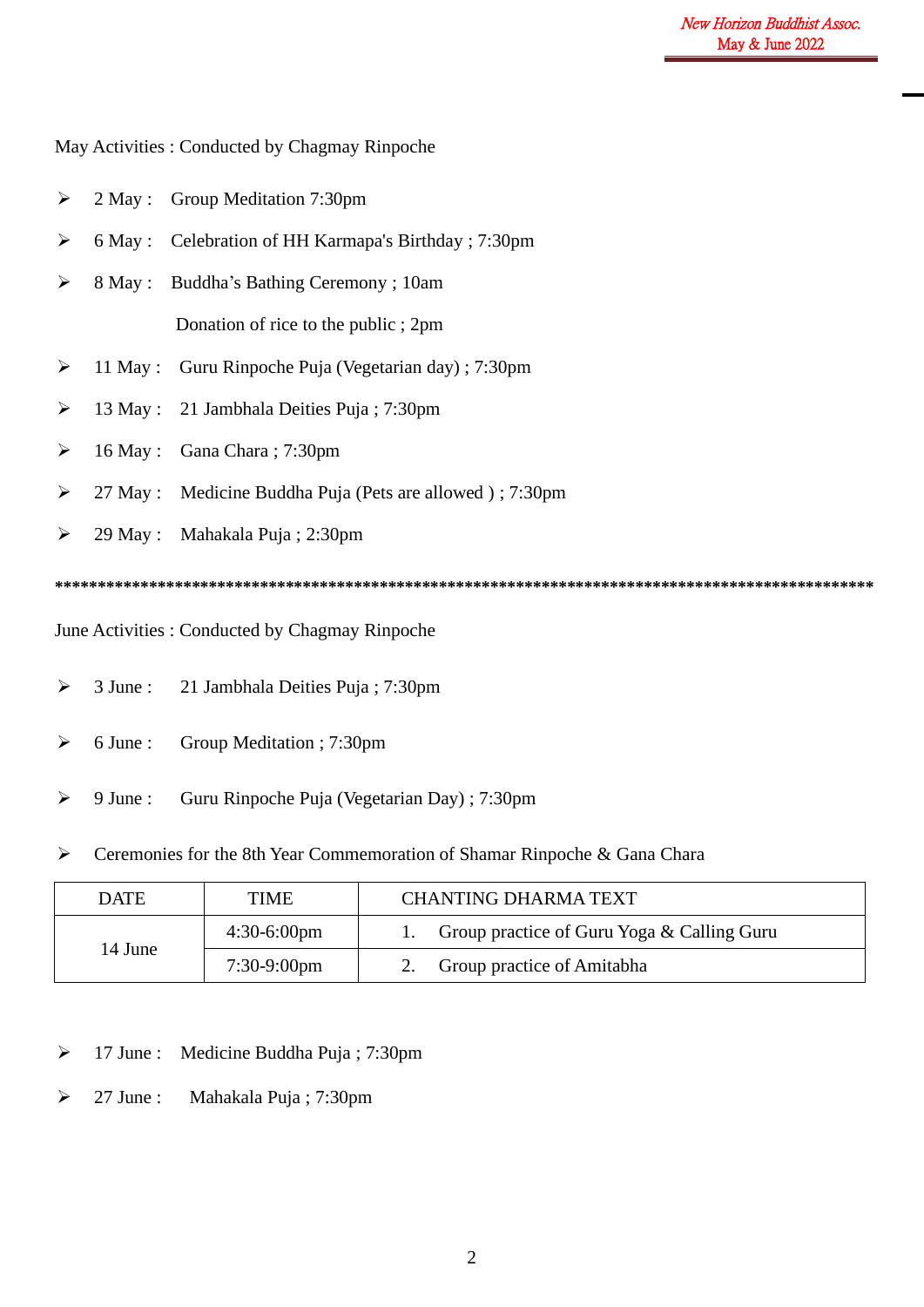May Activities : Conducted by Chagmay Rinpoche

- 2 May : Group Meditation 7:30pm
- 6 May : Celebration of HH Karmapa's Birthday ; 7:30pm
- 8 May : Buddha's Bathing Ceremony ; 10am

  Donation of rice to the public ; 2pm
- 11 May : Guru Rinpoche Puja (Vegetarian day) ; 7:30pm
- 13 May : 21 Jambhala Deities Puja ; 7:30pm
- 16 May : Gana Chara ; 7:30pm
- 27 May : Medicine Buddha Puja (Pets are allowed ) ; 7:30pm
- 29 May : Mahakala Puja ; 2:30pm

*****************************************************************************************

June Activities : Conducted by Chagmay Rinpoche

- 3 June : 21 Jambhala Deities Puja ; 7:30pm
- 6 June : Group Meditation ; 7:30pm
- 9 June : Guru Rinpoche Puja (Vegetarian Day) ; 7:30pm
- Ceremonies for the 8th Year Commemoration of Shamar Rinpoche & Gana Chara

| DATE | TIME | CHANTING DHARMA TEXT |
|---|---|---|
| 14 June | 4:30-6:00pm | 1. Group practice of Guru Yoga & Calling Guru |
| | 7:30-9:00pm | 2. Group practice of Amitabha |

- 17 June : Medicine Buddha Puja ; 7:30pm
- 27 June : Mahakala Puja ; 7:30pm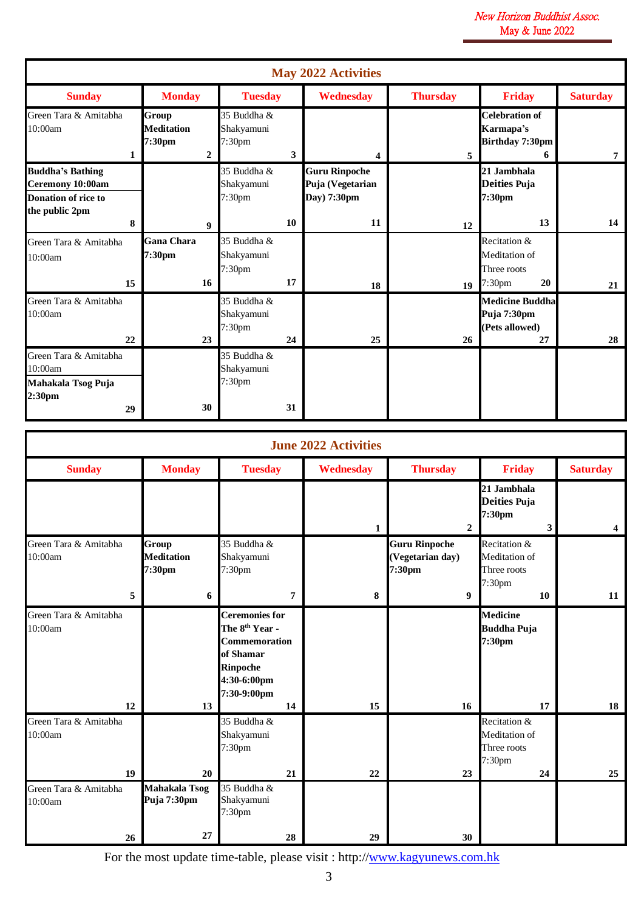## May 2022 Activities

| Sunday | Monday | Tuesday | Wednesday | Thursday | Friday | Saturday |
|---|---|---|---|---|---|---|
| Green Tara & Amitabha 10:00am 1 | **Group Meditation 7:30pm** 2 | 35 Buddha & Shakyamuni 7:30pm 3 | 4 | 5 | **Celebration of Karmapa's Birthday 7:30pm** 6 | 7 |
| **Buddha's Bathing Ceremony 10:00am** **Donation of rice to the public 2pm** 8 | 9 | 35 Buddha & Shakyamuni 7:30pm 10 | **Guru Rinpoche Puja (Vegetarian Day) 7:30pm** 11 | 12 | **21 Jambhala Deities Puja 7:30pm** 13 | 14 |
| Green Tara & Amitabha 10:00am 15 | **Gana Chara 7:30pm** 16 | 35 Buddha & Shakyamuni 7:30pm 17 | 18 | 19 | Recitation & Meditation of Three roots 7:30pm 20 | 21 |
| Green Tara & Amitabha 10:00am 22 | 23 | 35 Buddha & Shakyamuni 7:30pm 24 | 25 | 26 | **Medicine Buddha Puja 7:30pm (Pets allowed)** 27 | 28 |
| Green Tara & Amitabha 10:00am **Mahakala Tsog Puja 2:30pm** 29 | 30 | 35 Buddha & Shakyamuni 7:30pm 31 | | | | |

## June 2022 Activities

| Sunday | Monday | Tuesday | Wednesday | Thursday | Friday | Saturday |
|---|---|---|---|---|---|---|
| | | | 1 | 2 | **21 Jambhala Deities Puja 7:30pm** 3 | 4 |
| Green Tara & Amitabha 10:00am 5 | **Group Meditation 7:30pm** 6 | 35 Buddha & Shakyamuni 7:30pm 7 | 8 | **Guru Rinpoche (Vegetarian day) 7:30pm** 9 | Recitation & Meditation of Three roots 7:30pm 10 | 11 |
| Green Tara & Amitabha 10:00am 12 | 13 | **Ceremonies for The 8th Year - Commemoration of Shamar Rinpoche 4:30-6:00pm 7:30-9:00pm** 14 | 15 | 16 | **Medicine Buddha Puja 7:30pm** 17 | 18 |
| Green Tara & Amitabha 10:00am 19 | 20 | 35 Buddha & Shakyamuni 7:30pm 21 | 22 | 23 | Recitation & Meditation of Three roots 7:30pm 24 | 25 |
| Green Tara & Amitabha 10:00am 26 | **Mahakala Tsog Puja 7:30pm** 27 | 35 Buddha & Shakyamuni 7:30pm 28 | 29 | 30 | | |

For the most update time-table, please visit : http://www.kagyunews.com.hk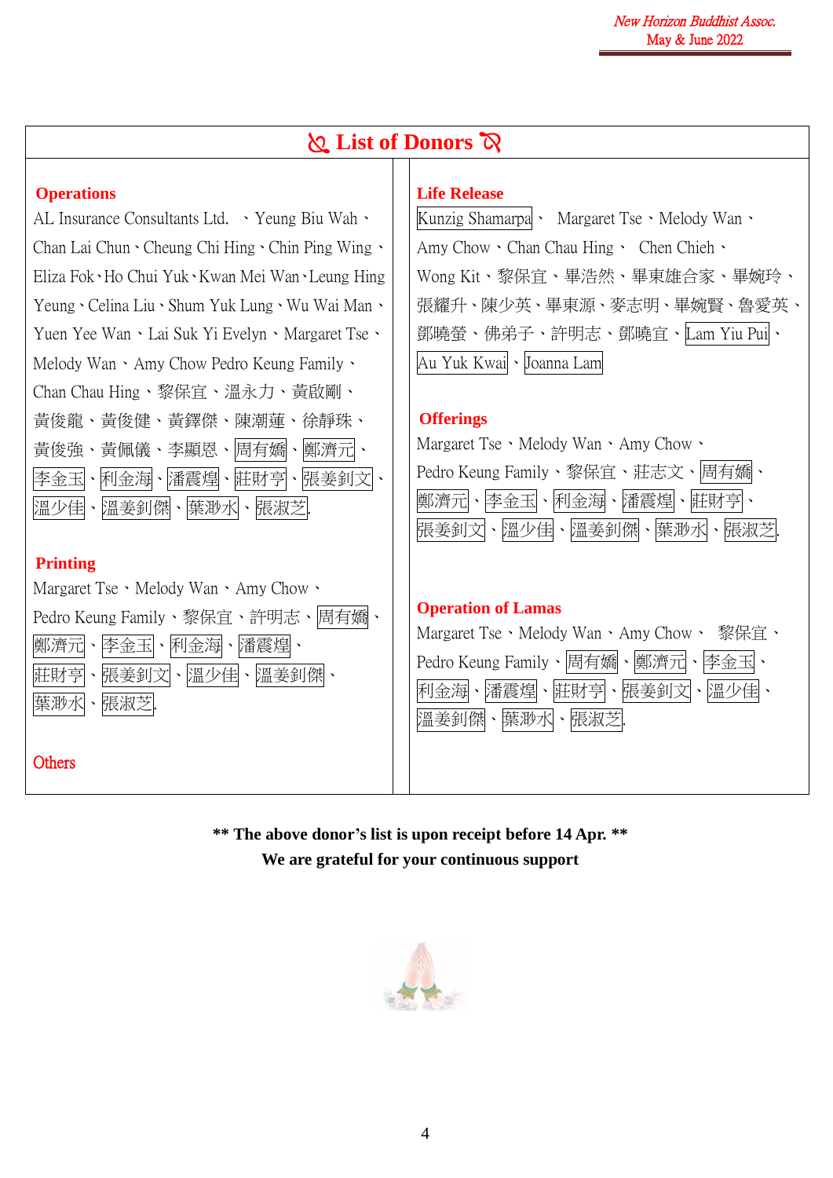## List of Donors

### Operations

AL Insurance Consultants Ltd. 、Yeung Biu Wah、Chan Lai Chun、Cheung Chi Hing、Chin Ping Wing、Eliza Fok、Ho Chui Yuk、Kwan Mei Wan、Leung Hing Yeung、Celina Liu、Shum Yuk Lung、Wu Wai Man、Yuen Yee Wan、Lai Suk Yi Evelyn、Margaret Tse、Melody Wan、Amy Chow Pedro Keung Family、Chan Chau Hing、黎保宜、溫永力、黃啟剛、黃俊龍、黃俊健、黃鐸傑、陳潮蓮、徐靜珠、黃俊強、黃佩儀、李顯恩、周有嬌、鄭濟元、李金玉、利金海、潘震煌、莊財亨、張姜釗文、溫少佳、溫姜釗傑、葉渺水、張淑芝.

### Printing

Margaret Tse、Melody Wan、Amy Chow、Pedro Keung Family、黎保宜、許明志、周有嬌、鄭濟元、李金玉、利金海、潘震煌、莊財亨、張姜釗文、溫少佳、溫姜釗傑、葉渺水、張淑芝.

### Others

### Life Release

Kunzig Shamarpa、Margaret Tse、Melody Wan、Amy Chow、Chan Chau Hing、Chen Chieh、Wong Kit、黎保宜、畢浩然、畢東雄合家、畢婉玲、張耀升、陳少英、畢東源、麥志明、畢婉賢、魯愛英、鄧曉螢、佛弟子、許明志、鄧曉宜、Lam Yiu Pui、Au Yuk Kwai、Joanna Lam

### Offerings

Margaret Tse、Melody Wan、Amy Chow、Pedro Keung Family、黎保宜、莊志文、周有嬌、鄭濟元、李金玉、利金海、潘震煌、莊財亨、張姜釗文、溫少佳、溫姜釗傑、葉渺水、張淑芝.

### Operation of Lamas

Margaret Tse、Melody Wan、Amy Chow、黎保宜、Pedro Keung Family、周有嬌、鄭濟元、李金玉、利金海、潘震煌、莊財亨、張姜釗文、溫少佳、溫姜釗傑、葉渺水、張淑芝.

**\*\* The above donor's list is upon receipt before 14 Apr. \*\***

**We are grateful for your continuous support**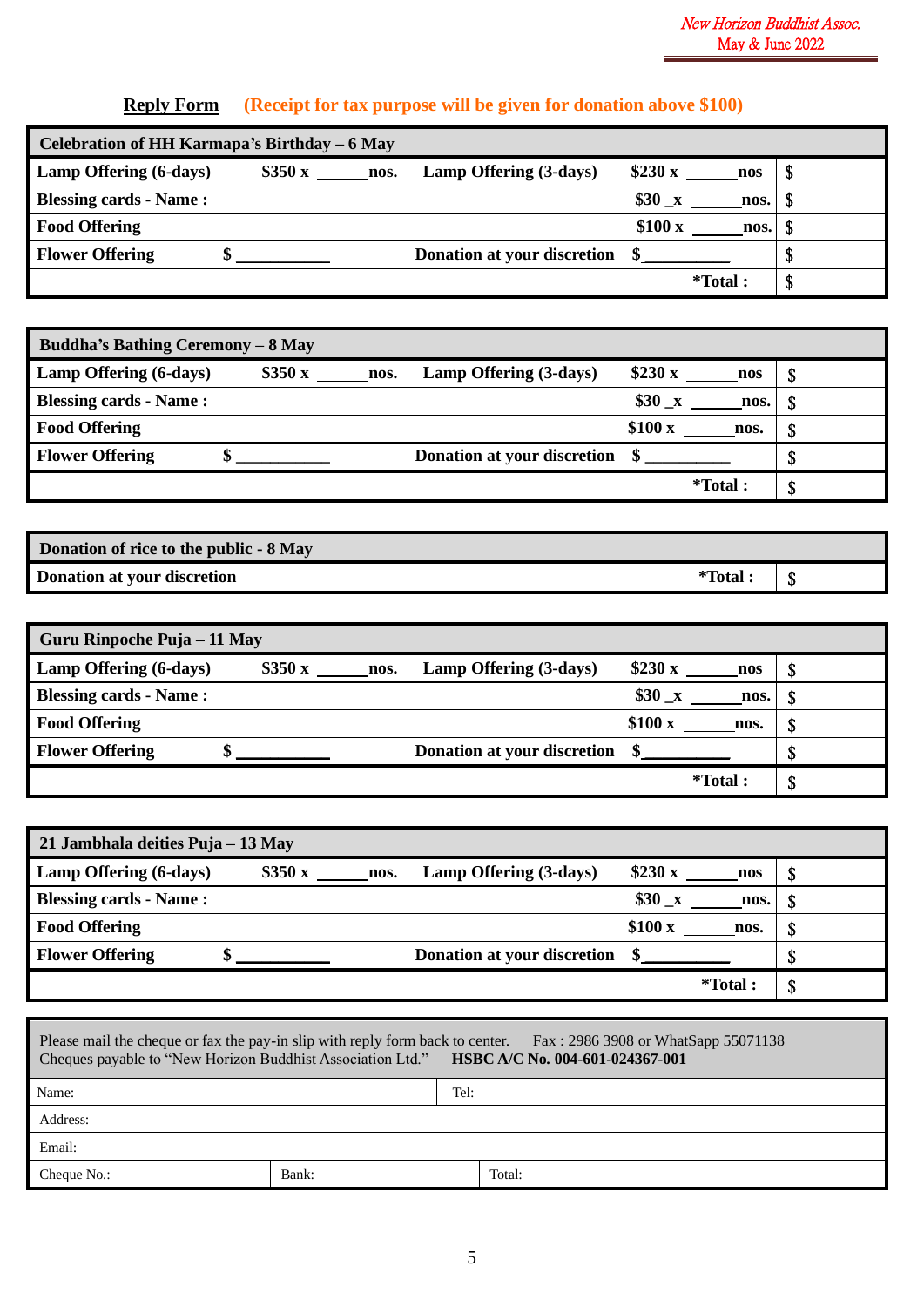**Reply Form** (Receipt for tax purpose will be given for donation above $100)

| Celebration of HH Karmapa's Birthday – 6 May | | | | |
|---|---|---|---|---|
| **Lamp Offering (6-days)** | **$350 x ______ nos.** | **Lamp Offering (3-days)** | **$230 x ______ nos** | **$** |
| **Blessing cards - Name :** | | | **$30 _x ______ nos.** | **$** |
| **Food Offering** | | | **$100 x ______ nos.** | **$** |
| **Flower Offering** | **$ __________** | **Donation at your discretion** | **$__________** | **$** |
| | | | ***Total :** | **$** |

| Buddha's Bathing Ceremony – 8 May | | | | |
|---|---|---|---|---|
| **Lamp Offering (6-days)** | **$350 x ______ nos.** | **Lamp Offering (3-days)** | **$230 x ______ nos** | **$** |
| **Blessing cards - Name :** | | | **$30 _x ______ nos.** | **$** |
| **Food Offering** | | | **$100 x ______ nos.** | **$** |
| **Flower Offering** | **$ __________** | **Donation at your discretion** | **$__________** | **$** |
| | | | ***Total :** | **$** |

| Donation of rice to the public - 8 May | | |
|---|---|---|
| **Donation at your discretion** | ***Total :** | **$** |

| Guru Rinpoche Puja – 11 May | | | | |
|---|---|---|---|---|
| **Lamp Offering (6-days)** | **$350 x ______ nos.** | **Lamp Offering (3-days)** | **$230 x ______ nos** | **$** |
| **Blessing cards - Name :** | | | **$30 _x ______ nos.** | **$** |
| **Food Offering** | | | **$100 x ______ nos.** | **$** |
| **Flower Offering** | **$ __________** | **Donation at your discretion** | **$__________** | **$** |
| | | | ***Total :** | **$** |

| 21 Jambhala deities Puja – 13 May | | | | |
|---|---|---|---|---|
| **Lamp Offering (6-days)** | **$350 x ______ nos.** | **Lamp Offering (3-days)** | **$230 x ______ nos** | **$** |
| **Blessing cards - Name :** | | | **$30 _x ______ nos.** | **$** |
| **Food Offering** | | | **$100 x ______ nos.** | **$** |
| **Flower Offering** | **$ __________** | **Donation at your discretion** | **$__________** | **$** |
| | | | ***Total :** | **$** |

Please mail the cheque or fax the pay-in slip with reply form back to center. Fax : 2986 3908 or WhatSapp 55071138
Cheques payable to "New Horizon Buddhist Association Ltd." **HSBC A/C No. 004-601-024367-001**

| Name: | | Tel: |
|---|---|---|
| Address: | | |
| Email: | | |
| Cheque No.: | Bank: | Total: |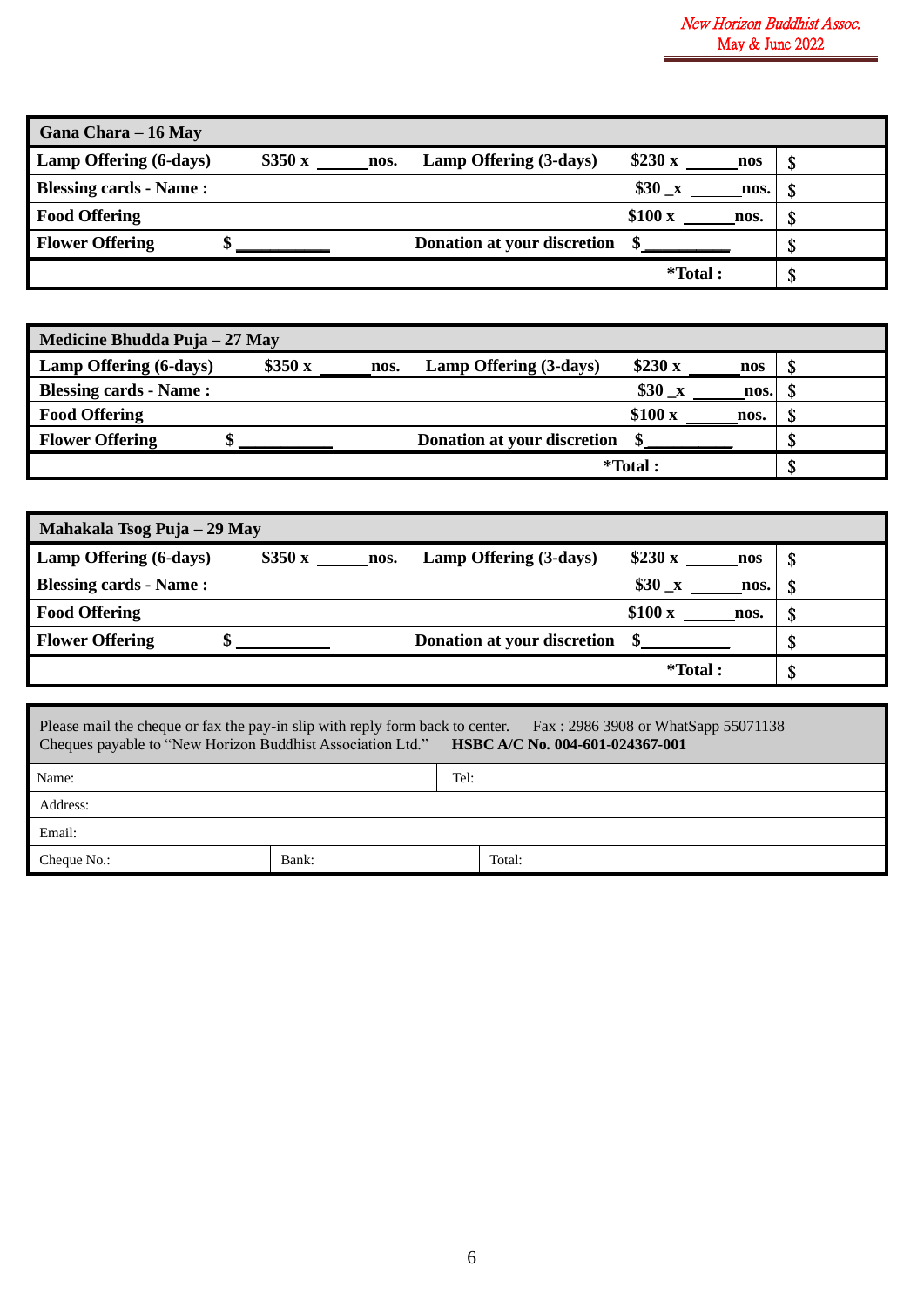| Gana Chara – 16 May | | | | | |
|---|---|---|---|---|---|
| **Lamp Offering (6-days)** | **$350 x \_\_\_\_\_\_nos.** | **Lamp Offering (3-days)** | **$230 x \_\_\_\_\_\_nos** | | **$** |
| **Blessing cards - Name :** | | | **$30 _x \_\_\_\_\_\_nos.** | | **$** |
| **Food Offering** | | | **$100 x \_\_\_\_\_\_nos.** | | **$** |
| **Flower Offering** | **$ \_\_\_\_\_\_\_\_\_\_** | **Donation at your discretion** | **$\_\_\_\_\_\_\_\_\_\_** | | **$** |
| | | | | ***Total :** | **$** |

| Medicine Bhudda Puja – 27 May | | | | | |
|---|---|---|---|---|---|
| **Lamp Offering (6-days)** | **$350 x \_\_\_\_\_\_nos.** | **Lamp Offering (3-days)** | **$230 x \_\_\_\_\_\_nos** | | **$** |
| **Blessing cards - Name :** | | | **$30 _x \_\_\_\_\_\_nos.** | | **$** |
| **Food Offering** | | | **$100 x \_\_\_\_\_\_nos.** | | **$** |
| **Flower Offering** | **$ \_\_\_\_\_\_\_\_\_\_** | **Donation at your discretion** | **$\_\_\_\_\_\_\_\_\_\_** | | **$** |
| | | | | ***Total :** | **$** |

| Mahakala Tsog Puja – 29 May | | | | | |
|---|---|---|---|---|---|
| **Lamp Offering (6-days)** | **$350 x \_\_\_\_\_\_nos.** | **Lamp Offering (3-days)** | **$230 x \_\_\_\_\_\_nos** | | **$** |
| **Blessing cards - Name :** | | | **$30 _x \_\_\_\_\_\_nos.** | | **$** |
| **Food Offering** | | | **$100 x \_\_\_\_\_\_nos.** | | **$** |
| **Flower Offering** | **$ \_\_\_\_\_\_\_\_\_\_** | **Donation at your discretion** | **$\_\_\_\_\_\_\_\_\_\_** | | **$** |
| | | | | ***Total :** | **$** |

Please mail the cheque or fax the pay-in slip with reply form back to center. Fax : 2986 3908 or WhatsApp 55071138
Cheques payable to "New Horizon Buddhist Association Ltd." **HSBC A/C No. 004-601-024367-001**

| | | |
|---|---|---|
| Name: | Tel: | |
| Address: | | |
| Email: | | |
| Cheque No.: | Bank: | Total: |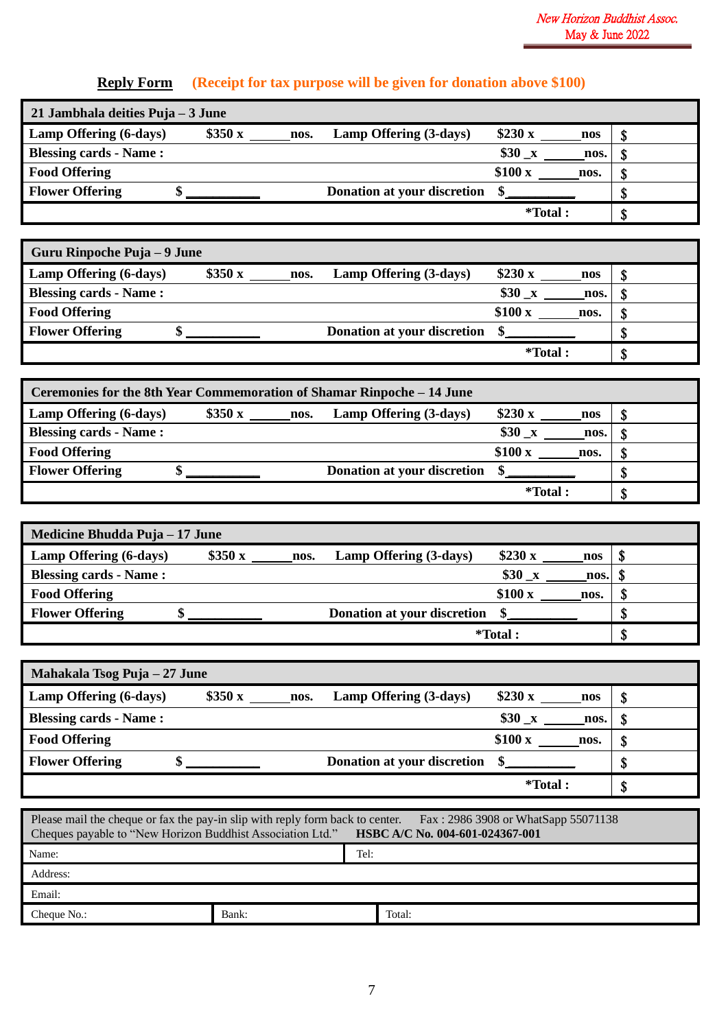**Reply Form** (Receipt for tax purpose will be given for donation above $100)

| 21 Jambhala deities Puja – 3 June | | | | |
|---|---|---|---|---|
| **Lamp Offering (6-days)** | **$350 x ______ nos.** | **Lamp Offering (3-days)** | **$230 x ______ nos** | **$** |
| **Blessing cards - Name :** | | | **$30 _x ______ nos.** | **$** |
| **Food Offering** | | | **$100 x ______ nos.** | **$** |
| **Flower Offering** | **$ __________** | **Donation at your discretion** | **$__________** | **$** |
| | | | ***Total :** | **$** |

| Guru Rinpoche Puja – 9 June | | | | |
|---|---|---|---|---|
| **Lamp Offering (6-days)** | **$350 x ______ nos.** | **Lamp Offering (3-days)** | **$230 x ______ nos** | **$** |
| **Blessing cards - Name :** | | | **$30 _x ______ nos.** | **$** |
| **Food Offering** | | | **$100 x ______ nos.** | **$** |
| **Flower Offering** | **$ __________** | **Donation at your discretion** | **$__________** | **$** |
| | | | ***Total :** | **$** |

| Ceremonies for the 8th Year Commemoration of Shamar Rinpoche – 14 June | | | | |
|---|---|---|---|---|
| **Lamp Offering (6-days)** | **$350 x ______ nos.** | **Lamp Offering (3-days)** | **$230 x ______ nos** | **$** |
| **Blessing cards - Name :** | | | **$30 _x ______ nos.** | **$** |
| **Food Offering** | | | **$100 x ______ nos.** | **$** |
| **Flower Offering** | **$ __________** | **Donation at your discretion** | **$__________** | **$** |
| | | | ***Total :** | **$** |

| Medicine Bhudda Puja – 17 June | | | | |
|---|---|---|---|---|
| **Lamp Offering (6-days)** | **$350 x ______ nos.** | **Lamp Offering (3-days)** | **$230 x ______ nos** | **$** |
| **Blessing cards - Name :** | | | **$30 _x ______ nos.** | **$** |
| **Food Offering** | | | **$100 x ______ nos.** | **$** |
| **Flower Offering** | **$ __________** | **Donation at your discretion** | **$__________** | **$** |
| | | | ***Total :** | **$** |

| Mahakala Tsog Puja – 27 June | | | | |
|---|---|---|---|---|
| **Lamp Offering (6-days)** | **$350 x ______ nos.** | **Lamp Offering (3-days)** | **$230 x ______ nos** | **$** |
| **Blessing cards - Name :** | | | **$30 _x ______ nos.** | **$** |
| **Food Offering** | | | **$100 x ______ nos.** | **$** |
| **Flower Offering** | **$ __________** | **Donation at your discretion** | **$__________** | **$** |
| | | | ***Total :** | **$** |

Please mail the cheque or fax the pay-in slip with reply form back to center. Fax : 2986 3908 or WhatSapp 55071138
Cheques payable to "New Horizon Buddhist Association Ltd." **HSBC A/C No. 004-601-024367-001**

| | | |
|---|---|---|
| Name: | Tel: | |
| Address: | | |
| Email: | | |
| Cheque No.: | Bank: | Total: |